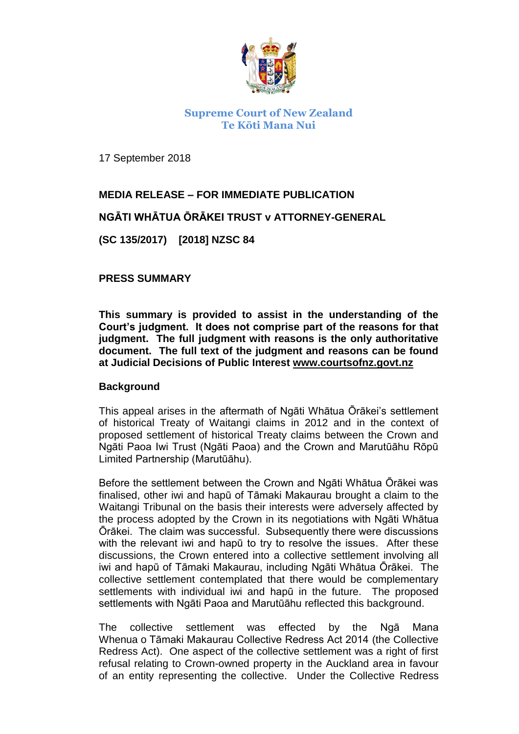**Supreme Court of New Zealand**
**Te Kōti Mana Nui**

17 September 2018

**MEDIA RELEASE – FOR IMMEDIATE PUBLICATION**

**NGĀTI WHĀTUA ŌRĀKEI TRUST v ATTORNEY-GENERAL**

**(SC 135/2017) [2018] NZSC 84**

**PRESS SUMMARY**

**This summary is provided to assist in the understanding of the Court's judgment. It does not comprise part of the reasons for that judgment. The full judgment with reasons is the only authoritative document. The full text of the judgment and reasons can be found at Judicial Decisions of Public Interest www.courtsofnz.govt.nz**

**Background**

This appeal arises in the aftermath of Ngāti Whātua Ōrākei's settlement of historical Treaty of Waitangi claims in 2012 and in the context of proposed settlement of historical Treaty claims between the Crown and Ngāti Paoa Iwi Trust (Ngāti Paoa) and the Crown and Marutūāhu Rōpū Limited Partnership (Marutūāhu).

Before the settlement between the Crown and Ngāti Whātua Ōrākei was finalised, other iwi and hapū of Tāmaki Makaurau brought a claim to the Waitangi Tribunal on the basis their interests were adversely affected by the process adopted by the Crown in its negotiations with Ngāti Whātua Ōrākei. The claim was successful. Subsequently there were discussions with the relevant iwi and hapū to try to resolve the issues. After these discussions, the Crown entered into a collective settlement involving all iwi and hapū of Tāmaki Makaurau, including Ngāti Whātua Ōrākei. The collective settlement contemplated that there would be complementary settlements with individual iwi and hapū in the future. The proposed settlements with Ngāti Paoa and Marutūāhu reflected this background.

The collective settlement was effected by the Ngā Mana Whenua o Tāmaki Makaurau Collective Redress Act 2014 (the Collective Redress Act). One aspect of the collective settlement was a right of first refusal relating to Crown-owned property in the Auckland area in favour of an entity representing the collective. Under the Collective Redress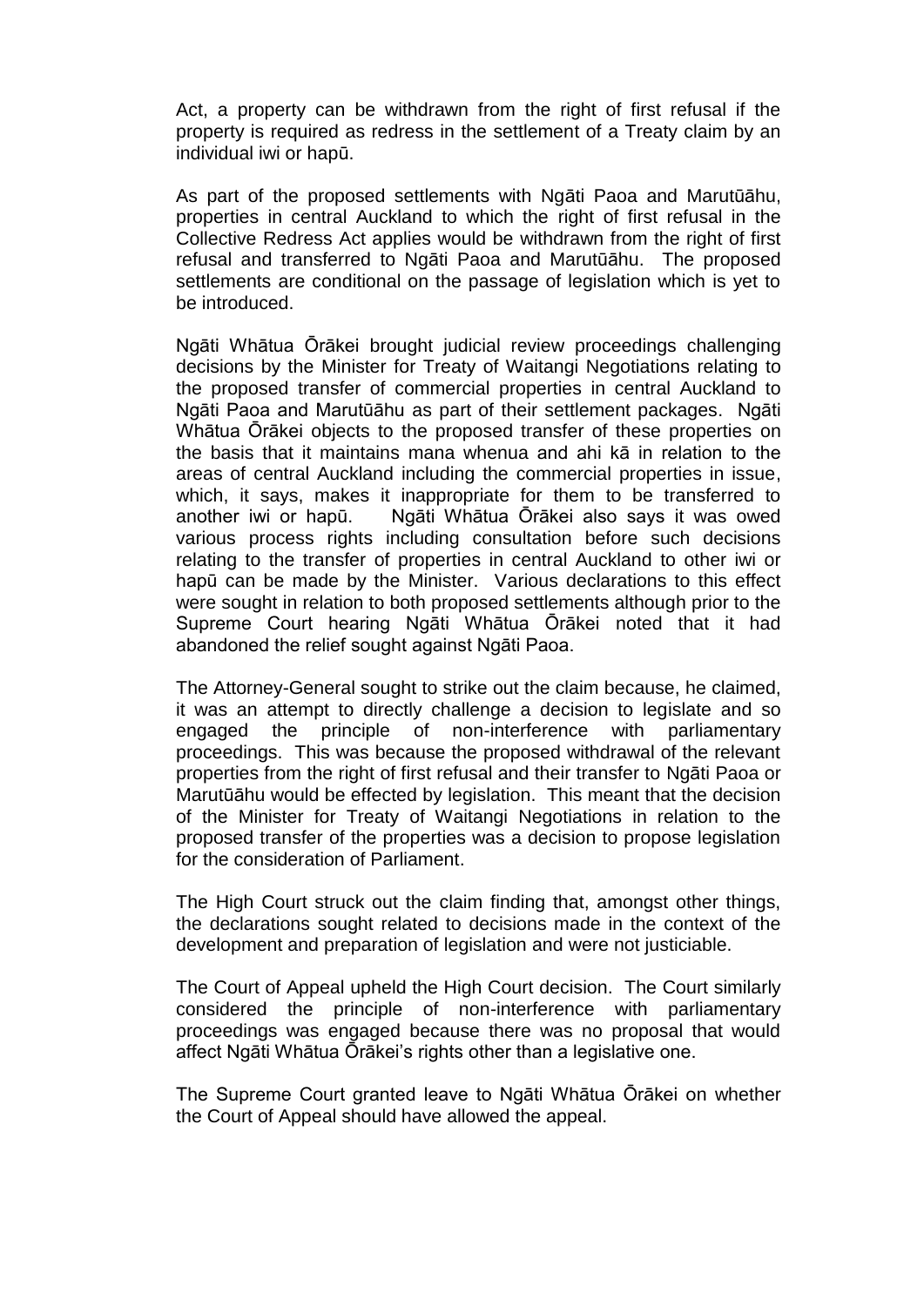Act, a property can be withdrawn from the right of first refusal if the property is required as redress in the settlement of a Treaty claim by an individual iwi or hapū.

As part of the proposed settlements with Ngāti Paoa and Marutūāhu, properties in central Auckland to which the right of first refusal in the Collective Redress Act applies would be withdrawn from the right of first refusal and transferred to Ngāti Paoa and Marutūāhu. The proposed settlements are conditional on the passage of legislation which is yet to be introduced.

Ngāti Whātua Ōrākei brought judicial review proceedings challenging decisions by the Minister for Treaty of Waitangi Negotiations relating to the proposed transfer of commercial properties in central Auckland to Ngāti Paoa and Marutūāhu as part of their settlement packages. Ngāti Whātua Ōrākei objects to the proposed transfer of these properties on the basis that it maintains mana whenua and ahi kā in relation to the areas of central Auckland including the commercial properties in issue, which, it says, makes it inappropriate for them to be transferred to another iwi or hapū. Ngāti Whātua Ōrākei also says it was owed various process rights including consultation before such decisions relating to the transfer of properties in central Auckland to other iwi or hapū can be made by the Minister. Various declarations to this effect were sought in relation to both proposed settlements although prior to the Supreme Court hearing Ngāti Whātua Ōrākei noted that it had abandoned the relief sought against Ngāti Paoa.

The Attorney-General sought to strike out the claim because, he claimed, it was an attempt to directly challenge a decision to legislate and so engaged the principle of non-interference with parliamentary proceedings. This was because the proposed withdrawal of the relevant properties from the right of first refusal and their transfer to Ngāti Paoa or Marutūāhu would be effected by legislation. This meant that the decision of the Minister for Treaty of Waitangi Negotiations in relation to the proposed transfer of the properties was a decision to propose legislation for the consideration of Parliament.

The High Court struck out the claim finding that, amongst other things, the declarations sought related to decisions made in the context of the development and preparation of legislation and were not justiciable.

The Court of Appeal upheld the High Court decision. The Court similarly considered the principle of non-interference with parliamentary proceedings was engaged because there was no proposal that would affect Ngāti Whātua Ōrākei's rights other than a legislative one.

The Supreme Court granted leave to Ngāti Whātua Ōrākei on whether the Court of Appeal should have allowed the appeal.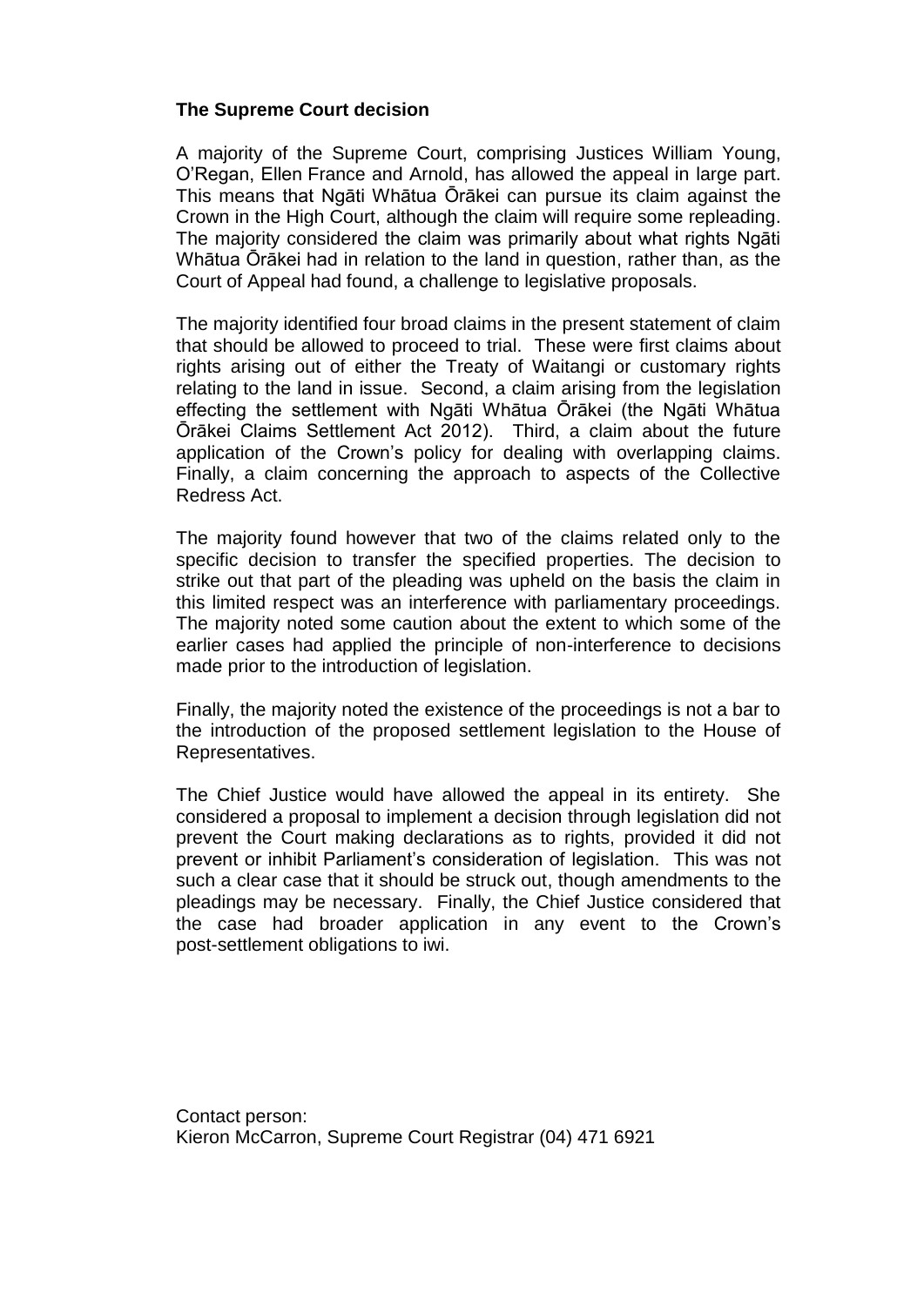**The Supreme Court decision**

A majority of the Supreme Court, comprising Justices William Young, O'Regan, Ellen France and Arnold, has allowed the appeal in large part. This means that Ngāti Whātua Ōrākei can pursue its claim against the Crown in the High Court, although the claim will require some repleading. The majority considered the claim was primarily about what rights Ngāti Whātua Ōrākei had in relation to the land in question, rather than, as the Court of Appeal had found, a challenge to legislative proposals.

The majority identified four broad claims in the present statement of claim that should be allowed to proceed to trial. These were first claims about rights arising out of either the Treaty of Waitangi or customary rights relating to the land in issue. Second, a claim arising from the legislation effecting the settlement with Ngāti Whātua Ōrākei (the Ngāti Whātua Ōrākei Claims Settlement Act 2012). Third, a claim about the future application of the Crown's policy for dealing with overlapping claims. Finally, a claim concerning the approach to aspects of the Collective Redress Act.

The majority found however that two of the claims related only to the specific decision to transfer the specified properties. The decision to strike out that part of the pleading was upheld on the basis the claim in this limited respect was an interference with parliamentary proceedings. The majority noted some caution about the extent to which some of the earlier cases had applied the principle of non-interference to decisions made prior to the introduction of legislation.

Finally, the majority noted the existence of the proceedings is not a bar to the introduction of the proposed settlement legislation to the House of Representatives.

The Chief Justice would have allowed the appeal in its entirety. She considered a proposal to implement a decision through legislation did not prevent the Court making declarations as to rights, provided it did not prevent or inhibit Parliament's consideration of legislation. This was not such a clear case that it should be struck out, though amendments to the pleadings may be necessary. Finally, the Chief Justice considered that the case had broader application in any event to the Crown's post-settlement obligations to iwi.

Contact person:
Kieron McCarron, Supreme Court Registrar (04) 471 6921